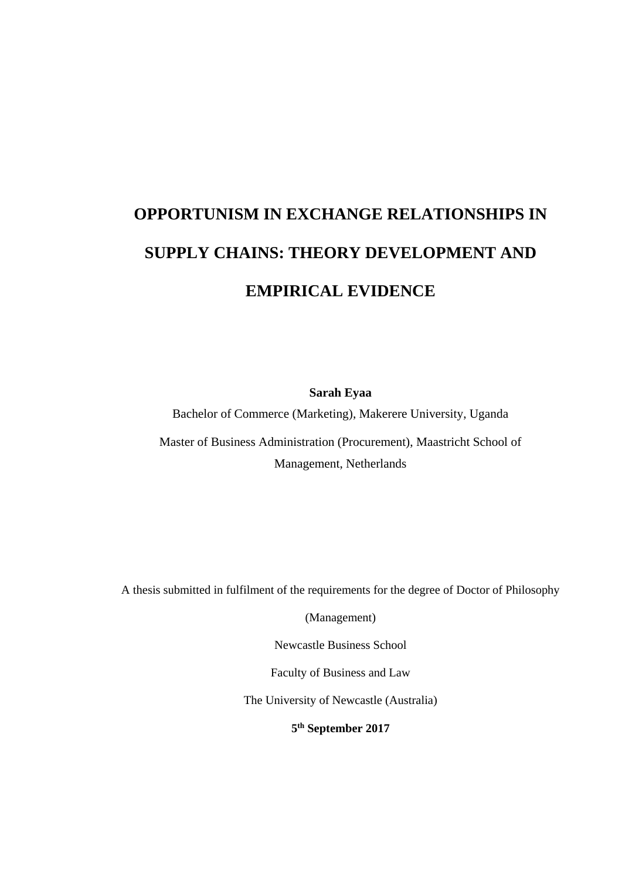# OPPORTUNISM IN EXCHANGE RELATIONSHIPS IN SUPPLY CHAINS: THEORY DEVELOPMENT AND EMPIRICAL EVIDENCE

**Sarah Eyaa**

Bachelor of Commerce (Marketing), Makerere University, Uganda

Master of Business Administration (Procurement), Maastricht School of Management, Netherlands

A thesis submitted in fulfilment of the requirements for the degree of Doctor of Philosophy (Management)

Newcastle Business School

Faculty of Business and Law

The University of Newcastle (Australia)

**5th September 2017**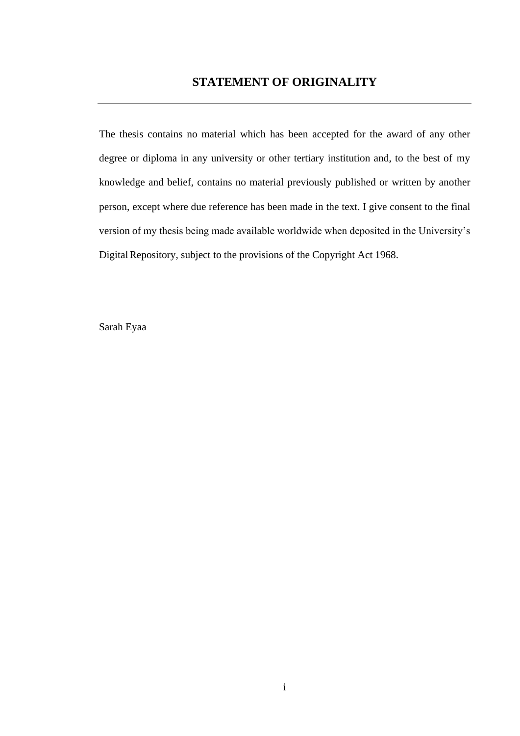# STATEMENT OF ORIGINALITY

The thesis contains no material which has been accepted for the award of any other degree or diploma in any university or other tertiary institution and, to the best of my knowledge and belief, contains no material previously published or written by another person, except where due reference has been made in the text. I give consent to the final version of my thesis being made available worldwide when deposited in the University's Digital Repository, subject to the provisions of the Copyright Act 1968.

Sarah Eyaa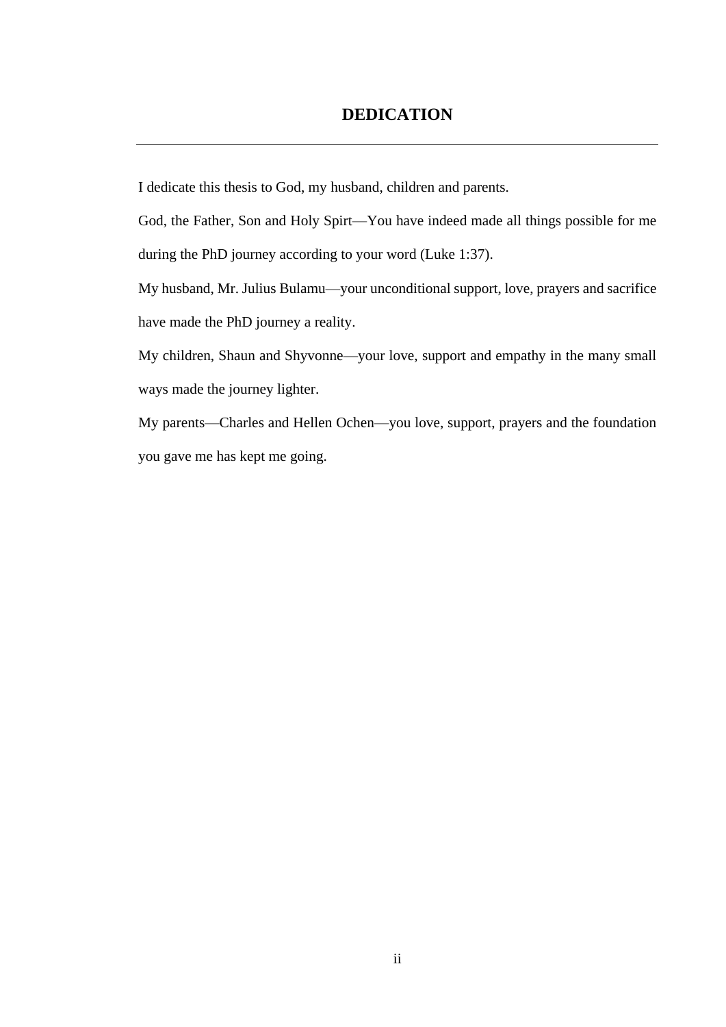# DEDICATION

I dedicate this thesis to God, my husband, children and parents.

God, the Father, Son and Holy Spirt—You have indeed made all things possible for me during the PhD journey according to your word (Luke 1:37).

My husband, Mr. Julius Bulamu—your unconditional support, love, prayers and sacrifice have made the PhD journey a reality.

My children, Shaun and Shyvonne—your love, support and empathy in the many small ways made the journey lighter.

My parents—Charles and Hellen Ochen—you love, support, prayers and the foundation you gave me has kept me going.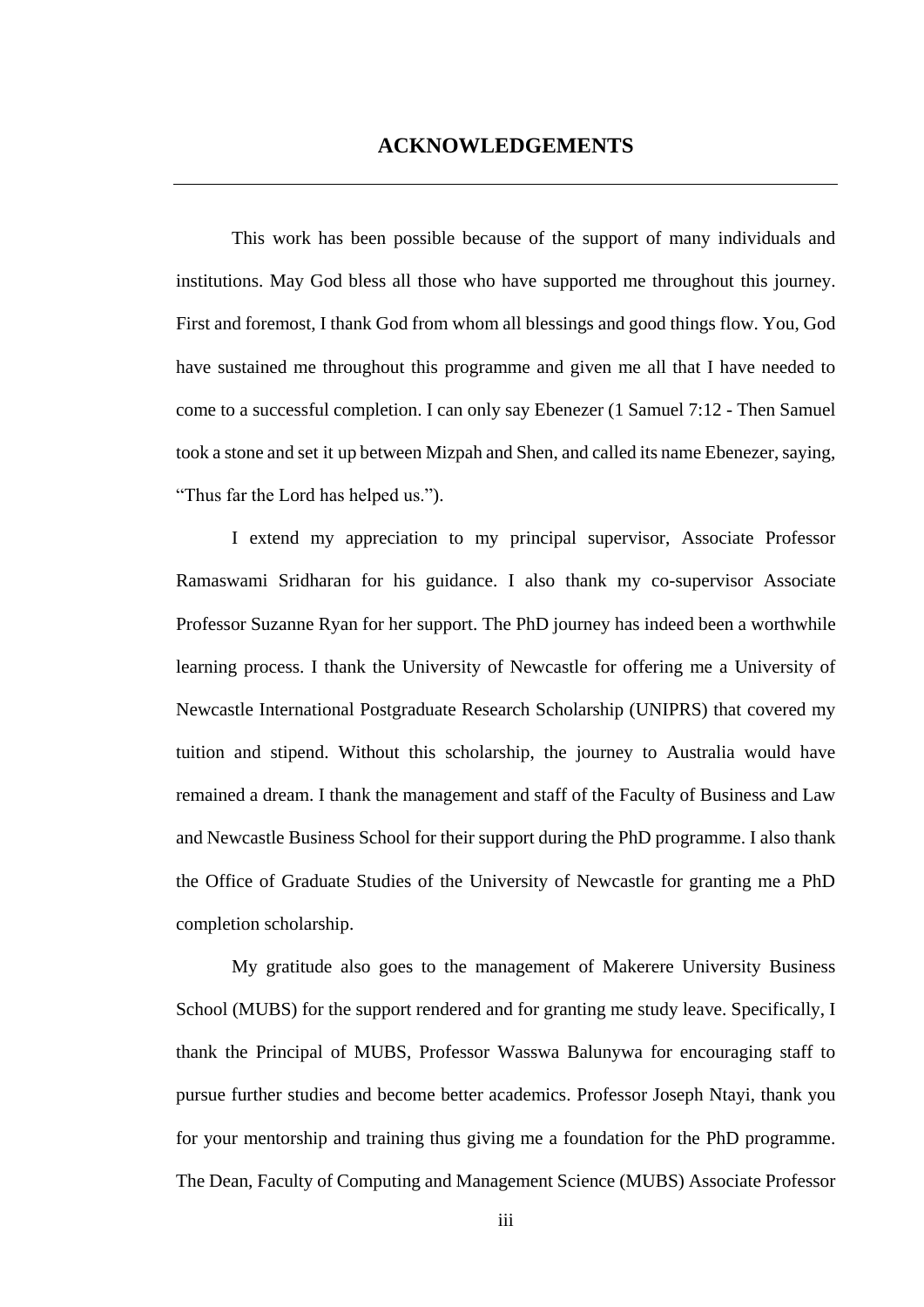# ACKNOWLEDGEMENTS

This work has been possible because of the support of many individuals and institutions. May God bless all those who have supported me throughout this journey. First and foremost, I thank God from whom all blessings and good things flow. You, God have sustained me throughout this programme and given me all that I have needed to come to a successful completion. I can only say Ebenezer (1 Samuel 7:12 - Then Samuel took a stone and set it up between Mizpah and Shen, and called its name Ebenezer, saying, "Thus far the Lord has helped us.").

I extend my appreciation to my principal supervisor, Associate Professor Ramaswami Sridharan for his guidance. I also thank my co-supervisor Associate Professor Suzanne Ryan for her support. The PhD journey has indeed been a worthwhile learning process. I thank the University of Newcastle for offering me a University of Newcastle International Postgraduate Research Scholarship (UNIPRS) that covered my tuition and stipend. Without this scholarship, the journey to Australia would have remained a dream. I thank the management and staff of the Faculty of Business and Law and Newcastle Business School for their support during the PhD programme. I also thank the Office of Graduate Studies of the University of Newcastle for granting me a PhD completion scholarship.

My gratitude also goes to the management of Makerere University Business School (MUBS) for the support rendered and for granting me study leave. Specifically, I thank the Principal of MUBS, Professor Wasswa Balunywa for encouraging staff to pursue further studies and become better academics. Professor Joseph Ntayi, thank you for your mentorship and training thus giving me a foundation for the PhD programme. The Dean, Faculty of Computing and Management Science (MUBS) Associate Professor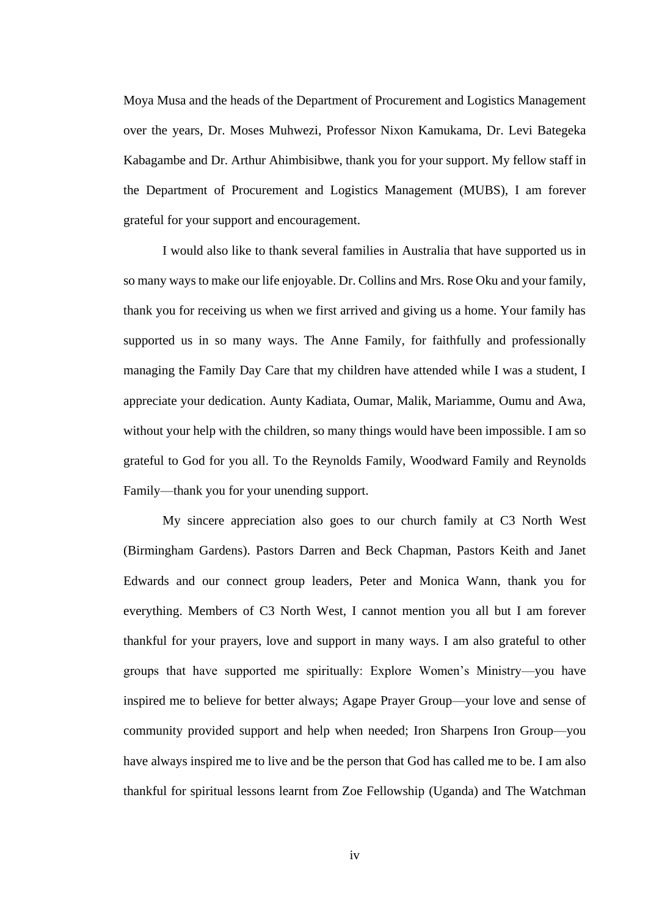Moya Musa and the heads of the Department of Procurement and Logistics Management over the years, Dr. Moses Muhwezi, Professor Nixon Kamukama, Dr. Levi Bategeka Kabagambe and Dr. Arthur Ahimbisibwe, thank you for your support. My fellow staff in the Department of Procurement and Logistics Management (MUBS), I am forever grateful for your support and encouragement.

I would also like to thank several families in Australia that have supported us in so many ways to make our life enjoyable. Dr. Collins and Mrs. Rose Oku and your family, thank you for receiving us when we first arrived and giving us a home. Your family has supported us in so many ways. The Anne Family, for faithfully and professionally managing the Family Day Care that my children have attended while I was a student, I appreciate your dedication. Aunty Kadiata, Oumar, Malik, Mariamme, Oumu and Awa, without your help with the children, so many things would have been impossible. I am so grateful to God for you all. To the Reynolds Family, Woodward Family and Reynolds Family—thank you for your unending support.

My sincere appreciation also goes to our church family at C3 North West (Birmingham Gardens). Pastors Darren and Beck Chapman, Pastors Keith and Janet Edwards and our connect group leaders, Peter and Monica Wann, thank you for everything. Members of C3 North West, I cannot mention you all but I am forever thankful for your prayers, love and support in many ways. I am also grateful to other groups that have supported me spiritually: Explore Women's Ministry—you have inspired me to believe for better always; Agape Prayer Group—your love and sense of community provided support and help when needed; Iron Sharpens Iron Group—you have always inspired me to live and be the person that God has called me to be. I am also thankful for spiritual lessons learnt from Zoe Fellowship (Uganda) and The Watchman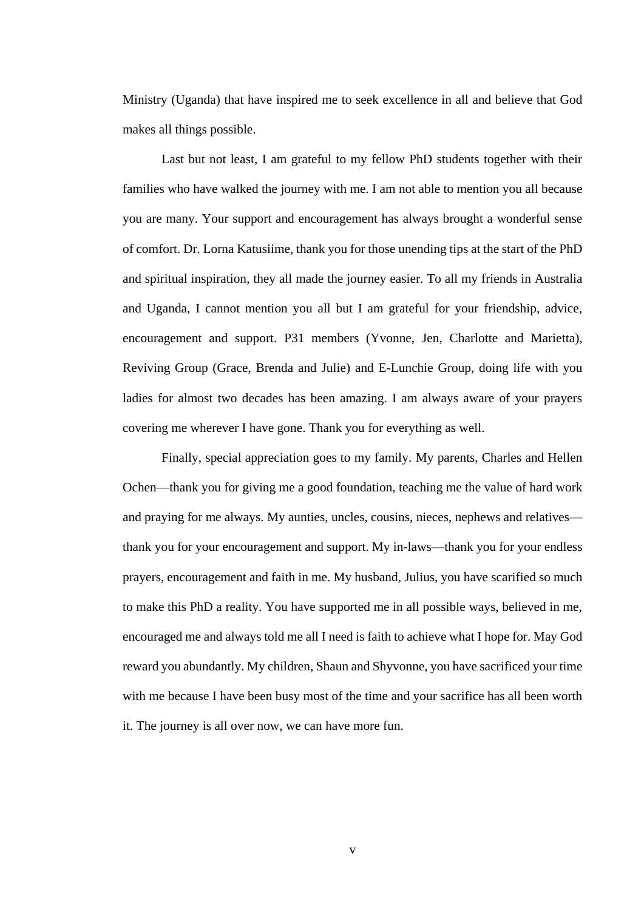Ministry (Uganda) that have inspired me to seek excellence in all and believe that God makes all things possible.

Last but not least, I am grateful to my fellow PhD students together with their families who have walked the journey with me. I am not able to mention you all because you are many. Your support and encouragement has always brought a wonderful sense of comfort. Dr. Lorna Katusiime, thank you for those unending tips at the start of the PhD and spiritual inspiration, they all made the journey easier. To all my friends in Australia and Uganda, I cannot mention you all but I am grateful for your friendship, advice, encouragement and support. P31 members (Yvonne, Jen, Charlotte and Marietta), Reviving Group (Grace, Brenda and Julie) and E-Lunchie Group, doing life with you ladies for almost two decades has been amazing. I am always aware of your prayers covering me wherever I have gone. Thank you for everything as well.

Finally, special appreciation goes to my family. My parents, Charles and Hellen Ochen—thank you for giving me a good foundation, teaching me the value of hard work and praying for me always. My aunties, uncles, cousins, nieces, nephews and relatives—thank you for your encouragement and support. My in-laws—thank you for your endless prayers, encouragement and faith in me. My husband, Julius, you have scarified so much to make this PhD a reality. You have supported me in all possible ways, believed in me, encouraged me and always told me all I need is faith to achieve what I hope for. May God reward you abundantly. My children, Shaun and Shyvonne, you have sacrificed your time with me because I have been busy most of the time and your sacrifice has all been worth it. The journey is all over now, we can have more fun.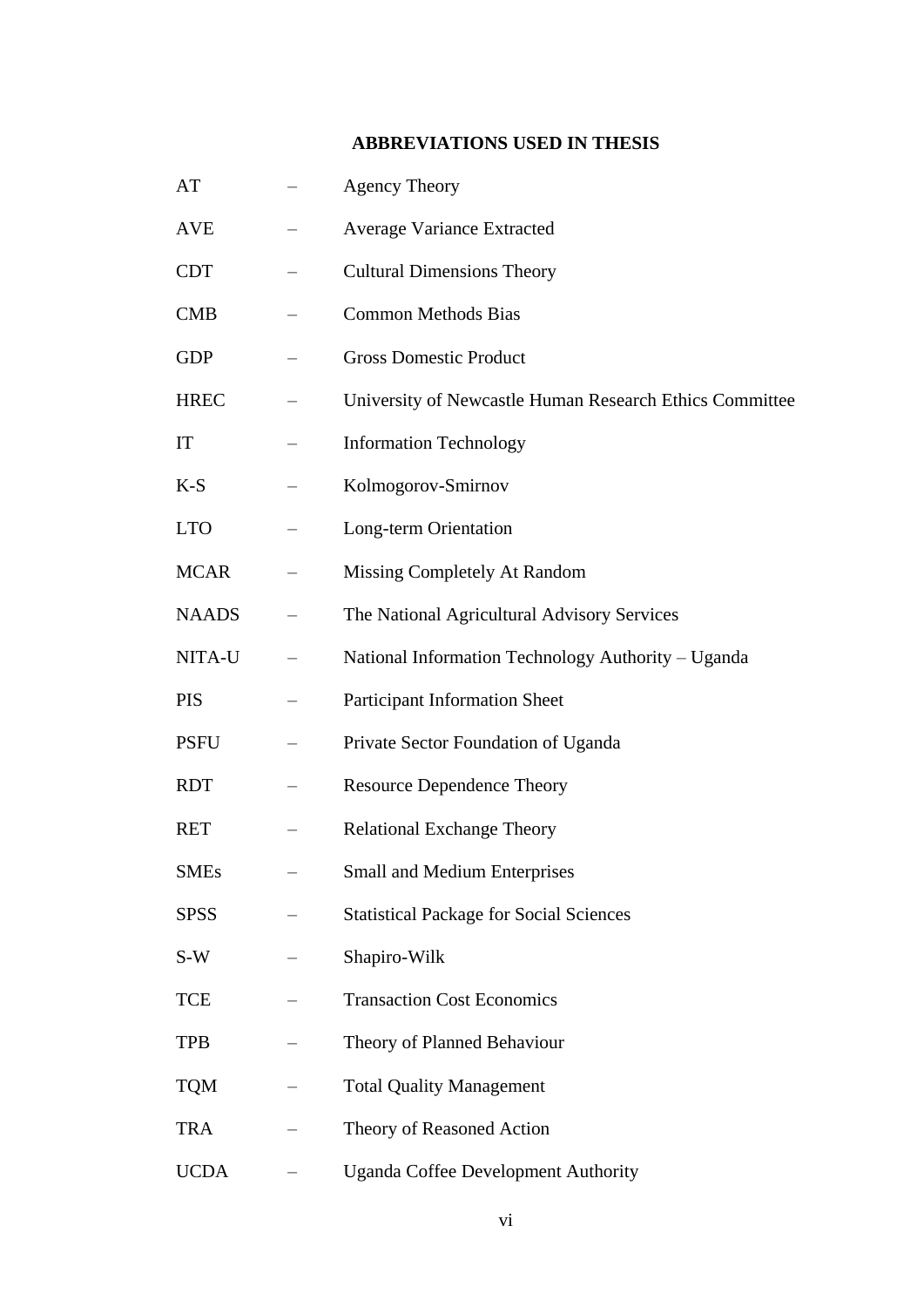## ABBREVIATIONS USED IN THESIS

| | | |
|---|---|---|
| AT | – | Agency Theory |
| AVE | – | Average Variance Extracted |
| CDT | – | Cultural Dimensions Theory |
| CMB | – | Common Methods Bias |
| GDP | – | Gross Domestic Product |
| HREC | – | University of Newcastle Human Research Ethics Committee |
| IT | – | Information Technology |
| K-S | – | Kolmogorov-Smirnov |
| LTO | – | Long-term Orientation |
| MCAR | – | Missing Completely At Random |
| NAADS | – | The National Agricultural Advisory Services |
| NITA-U | – | National Information Technology Authority – Uganda |
| PIS | – | Participant Information Sheet |
| PSFU | – | Private Sector Foundation of Uganda |
| RDT | – | Resource Dependence Theory |
| RET | – | Relational Exchange Theory |
| SMEs | – | Small and Medium Enterprises |
| SPSS | – | Statistical Package for Social Sciences |
| S-W | – | Shapiro-Wilk |
| TCE | – | Transaction Cost Economics |
| TPB | – | Theory of Planned Behaviour |
| TQM | – | Total Quality Management |
| TRA | – | Theory of Reasoned Action |
| UCDA | – | Uganda Coffee Development Authority |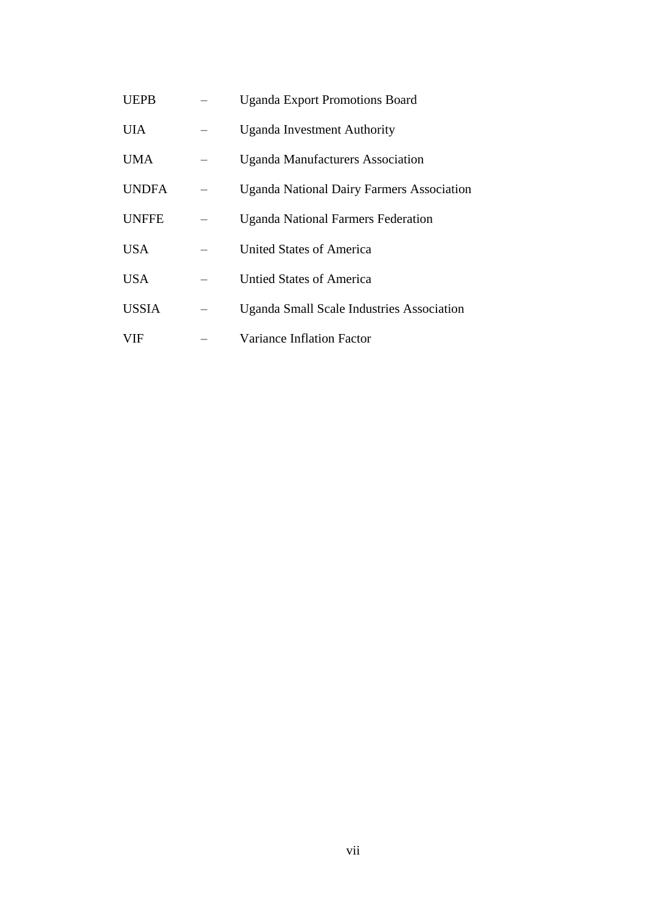| | | |
|---|---|---|
| UEPB | – | Uganda Export Promotions Board |
| UIA | – | Uganda Investment Authority |
| UMA | – | Uganda Manufacturers Association |
| UNDFA | – | Uganda National Dairy Farmers Association |
| UNFFE | – | Uganda National Farmers Federation |
| USA | – | United States of America |
| USA | – | Untied States of America |
| USSIA | – | Uganda Small Scale Industries Association |
| VIF | – | Variance Inflation Factor |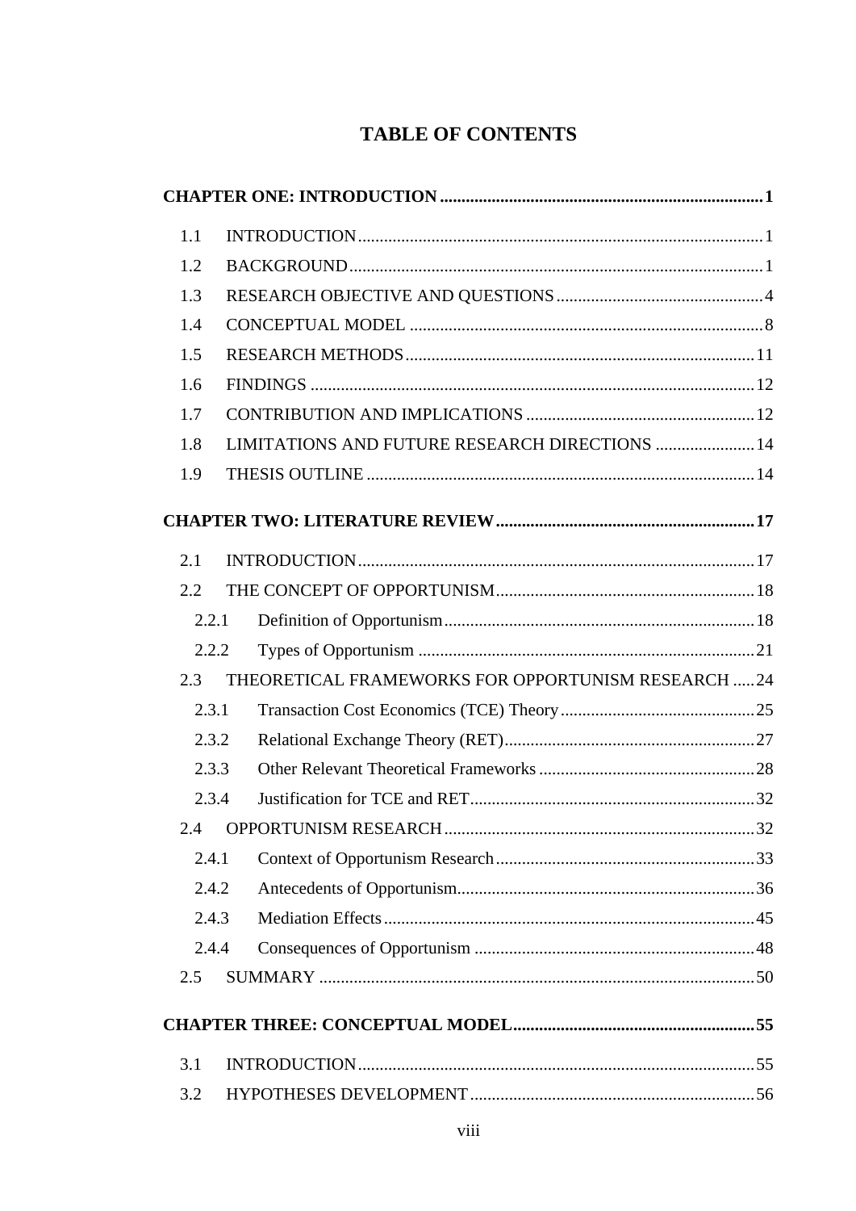# TABLE OF CONTENTS

**CHAPTER ONE: INTRODUCTION .......... 1**

- 1.1 INTRODUCTION .......... 1
- 1.2 BACKGROUND .......... 1
- 1.3 RESEARCH OBJECTIVE AND QUESTIONS .......... 4
- 1.4 CONCEPTUAL MODEL .......... 8
- 1.5 RESEARCH METHODS .......... 11
- 1.6 FINDINGS .......... 12
- 1.7 CONTRIBUTION AND IMPLICATIONS .......... 12
- 1.8 LIMITATIONS AND FUTURE RESEARCH DIRECTIONS .......... 14
- 1.9 THESIS OUTLINE .......... 14

**CHAPTER TWO: LITERATURE REVIEW .......... 17**

- 2.1 INTRODUCTION .......... 17
- 2.2 THE CONCEPT OF OPPORTUNISM .......... 18
  - 2.2.1 Definition of Opportunism .......... 18
  - 2.2.2 Types of Opportunism .......... 21
- 2.3 THEORETICAL FRAMEWORKS FOR OPPORTUNISM RESEARCH .......... 24
  - 2.3.1 Transaction Cost Economics (TCE) Theory .......... 25
  - 2.3.2 Relational Exchange Theory (RET) .......... 27
  - 2.3.3 Other Relevant Theoretical Frameworks .......... 28
  - 2.3.4 Justification for TCE and RET .......... 32
- 2.4 OPPORTUNISM RESEARCH .......... 32
  - 2.4.1 Context of Opportunism Research .......... 33
  - 2.4.2 Antecedents of Opportunism .......... 36
  - 2.4.3 Mediation Effects .......... 45
  - 2.4.4 Consequences of Opportunism .......... 48
- 2.5 SUMMARY .......... 50

**CHAPTER THREE: CONCEPTUAL MODEL .......... 55**

- 3.1 INTRODUCTION .......... 55
- 3.2 HYPOTHESES DEVELOPMENT .......... 56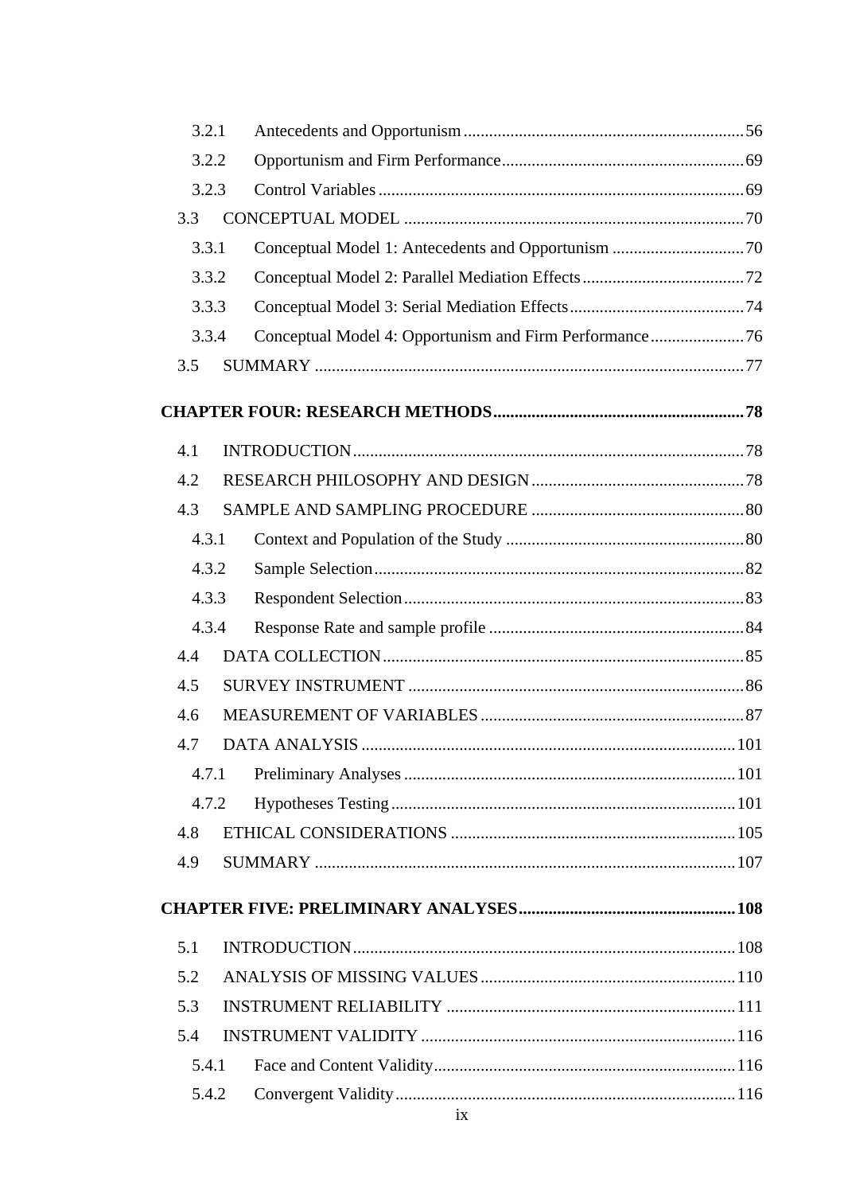3.2.1 Antecedents and Opportunism ..... 56

3.2.2 Opportunism and Firm Performance ..... 69

3.2.3 Control Variables ..... 69

3.3 CONCEPTUAL MODEL ..... 70

3.3.1 Conceptual Model 1: Antecedents and Opportunism ..... 70

3.3.2 Conceptual Model 2: Parallel Mediation Effects ..... 72

3.3.3 Conceptual Model 3: Serial Mediation Effects ..... 74

3.3.4 Conceptual Model 4: Opportunism and Firm Performance ..... 76

3.5 SUMMARY ..... 77

**CHAPTER FOUR: RESEARCH METHODS ..... 78**

4.1 INTRODUCTION ..... 78

4.2 RESEARCH PHILOSOPHY AND DESIGN ..... 78

4.3 SAMPLE AND SAMPLING PROCEDURE ..... 80

4.3.1 Context and Population of the Study ..... 80

4.3.2 Sample Selection ..... 82

4.3.3 Respondent Selection ..... 83

4.3.4 Response Rate and sample profile ..... 84

4.4 DATA COLLECTION ..... 85

4.5 SURVEY INSTRUMENT ..... 86

4.6 MEASUREMENT OF VARIABLES ..... 87

4.7 DATA ANALYSIS ..... 101

4.7.1 Preliminary Analyses ..... 101

4.7.2 Hypotheses Testing ..... 101

4.8 ETHICAL CONSIDERATIONS ..... 105

4.9 SUMMARY ..... 107

**CHAPTER FIVE: PRELIMINARY ANALYSES ..... 108**

5.1 INTRODUCTION ..... 108

5.2 ANALYSIS OF MISSING VALUES ..... 110

5.3 INSTRUMENT RELIABILITY ..... 111

5.4 INSTRUMENT VALIDITY ..... 116

5.4.1 Face and Content Validity ..... 116

5.4.2 Convergent Validity ..... 116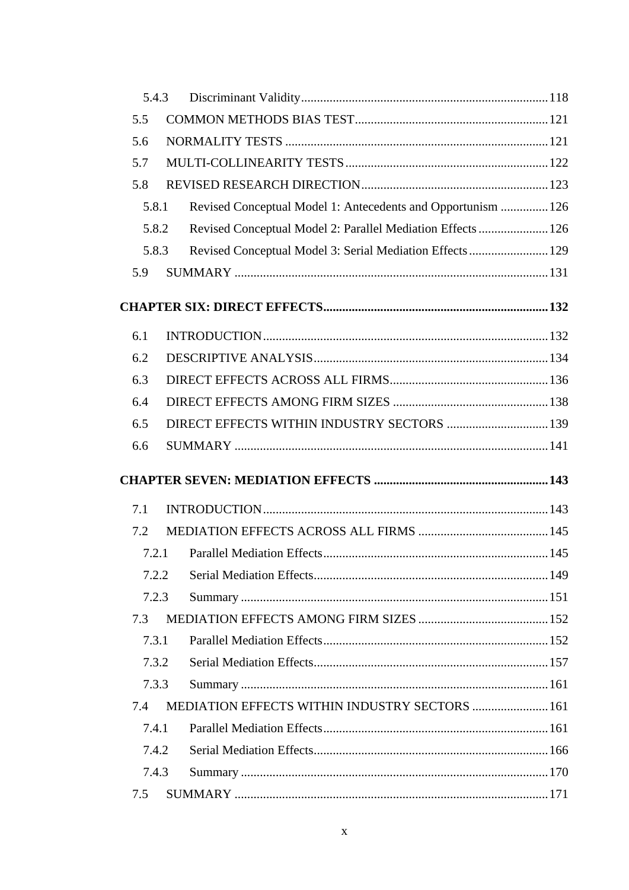5.4.3 Discriminant Validity ............................................................................ 118

5.5 COMMON METHODS BIAS TEST ............................................................ 121

5.6 NORMALITY TESTS .................................................................................. 121

5.7 MULTI-COLLINEARITY TESTS ............................................................... 122

5.8 REVISED RESEARCH DIRECTION .......................................................... 123

5.8.1 Revised Conceptual Model 1: Antecedents and Opportunism ............... 126

5.8.2 Revised Conceptual Model 2: Parallel Mediation Effects ...................... 126

5.8.3 Revised Conceptual Model 3: Serial Mediation Effects ......................... 129

5.9 SUMMARY .................................................................................................. 131

**CHAPTER SIX: DIRECT EFFECTS ...................................................................... 132**

6.1 INTRODUCTION ......................................................................................... 132

6.2 DESCRIPTIVE ANALYSIS ......................................................................... 134

6.3 DIRECT EFFECTS ACROSS ALL FIRMS ................................................. 136

6.4 DIRECT EFFECTS AMONG FIRM SIZES ................................................. 138

6.5 DIRECT EFFECTS WITHIN INDUSTRY SECTORS ................................ 139

6.6 SUMMARY .................................................................................................. 141

**CHAPTER SEVEN: MEDIATION EFFECTS ...................................................... 143**

7.1 INTRODUCTION ......................................................................................... 143

7.2 MEDIATION EFFECTS ACROSS ALL FIRMS ......................................... 145

7.2.1 Parallel Mediation Effects ...................................................................... 145

7.2.2 Serial Mediation Effects ......................................................................... 149

7.2.3 Summary ................................................................................................ 151

7.3 MEDIATION EFFECTS AMONG FIRM SIZES ......................................... 152

7.3.1 Parallel Mediation Effects ...................................................................... 152

7.3.2 Serial Mediation Effects ......................................................................... 157

7.3.3 Summary ................................................................................................ 161

7.4 MEDIATION EFFECTS WITHIN INDUSTRY SECTORS ........................ 161

7.4.1 Parallel Mediation Effects ...................................................................... 161

7.4.2 Serial Mediation Effects ......................................................................... 166

7.4.3 Summary ................................................................................................ 170

7.5 SUMMARY .................................................................................................. 171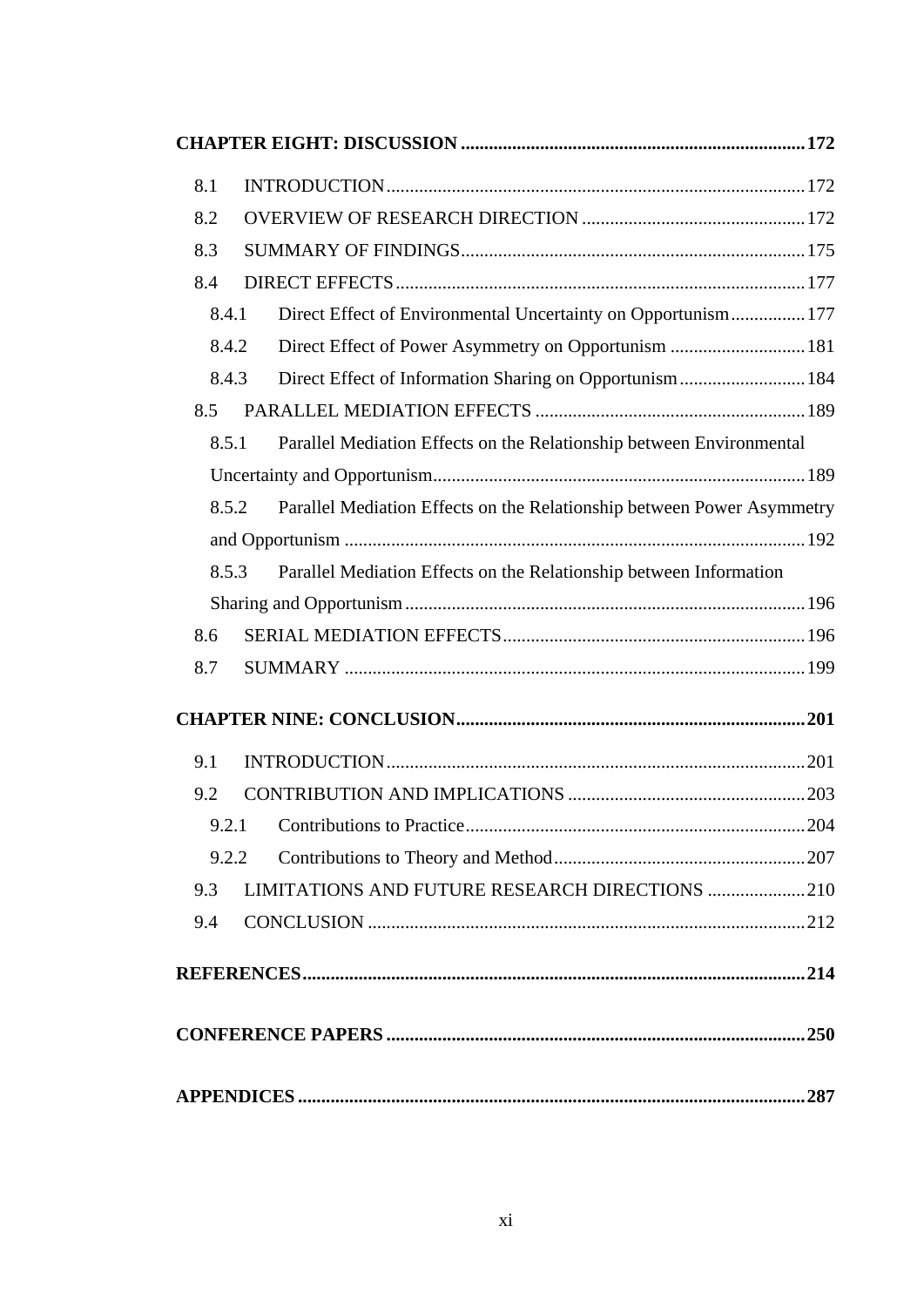**CHAPTER EIGHT: DISCUSSION** .......... **172**

- 8.1 INTRODUCTION .......... 172
- 8.2 OVERVIEW OF RESEARCH DIRECTION .......... 172
- 8.3 SUMMARY OF FINDINGS .......... 175
- 8.4 DIRECT EFFECTS .......... 177
  - 8.4.1 Direct Effect of Environmental Uncertainty on Opportunism .......... 177
  - 8.4.2 Direct Effect of Power Asymmetry on Opportunism .......... 181
  - 8.4.3 Direct Effect of Information Sharing on Opportunism .......... 184
- 8.5 PARALLEL MEDIATION EFFECTS .......... 189
  - 8.5.1 Parallel Mediation Effects on the Relationship between Environmental Uncertainty and Opportunism .......... 189
  - 8.5.2 Parallel Mediation Effects on the Relationship between Power Asymmetry and Opportunism .......... 192
  - 8.5.3 Parallel Mediation Effects on the Relationship between Information Sharing and Opportunism .......... 196
- 8.6 SERIAL MEDIATION EFFECTS .......... 196
- 8.7 SUMMARY .......... 199

**CHAPTER NINE: CONCLUSION** .......... **201**

- 9.1 INTRODUCTION .......... 201
- 9.2 CONTRIBUTION AND IMPLICATIONS .......... 203
  - 9.2.1 Contributions to Practice .......... 204
  - 9.2.2 Contributions to Theory and Method .......... 207
- 9.3 LIMITATIONS AND FUTURE RESEARCH DIRECTIONS .......... 210
- 9.4 CONCLUSION .......... 212

**REFERENCES** .......... **214**

**CONFERENCE PAPERS** .......... **250**

**APPENDICES** .......... **287**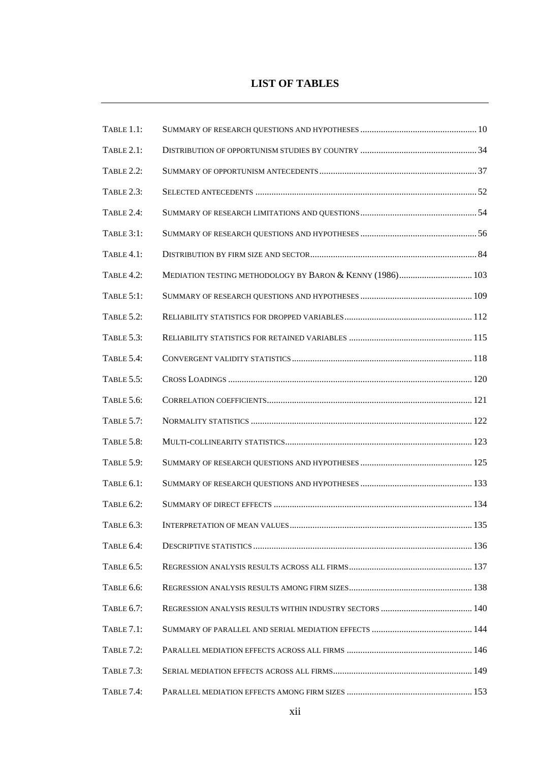# LIST OF TABLES

| | | |
|---|---|---|
| Table 1.1: | Summary of research questions and hypotheses | 10 |
| Table 2.1: | Distribution of opportunism studies by country | 34 |
| Table 2.2: | Summary of opportunism antecedents | 37 |
| Table 2.3: | Selected antecedents | 52 |
| Table 2.4: | Summary of research limitations and questions | 54 |
| Table 3:1: | Summary of research questions and hypotheses | 56 |
| Table 4.1: | Distribution by firm size and sector | 84 |
| Table 4.2: | Mediation testing methodology by Baron & Kenny (1986) | 103 |
| Table 5:1: | Summary of research questions and hypotheses | 109 |
| Table 5.2: | Reliability statistics for dropped variables | 112 |
| Table 5.3: | Reliability statistics for retained variables | 115 |
| Table 5.4: | Convergent validity statistics | 118 |
| Table 5.5: | Cross Loadings | 120 |
| Table 5.6: | Correlation coefficients | 121 |
| Table 5.7: | Normality statistics | 122 |
| Table 5.8: | Multi-collinearity statistics | 123 |
| Table 5.9: | Summary of research questions and hypotheses | 125 |
| Table 6.1: | Summary of research questions and hypotheses | 133 |
| Table 6.2: | Summary of direct effects | 134 |
| Table 6.3: | Interpretation of mean values | 135 |
| Table 6.4: | Descriptive statistics | 136 |
| Table 6.5: | Regression analysis results across all firms | 137 |
| Table 6.6: | Regression analysis results among firm sizes | 138 |
| Table 6.7: | Regression analysis results within industry sectors | 140 |
| Table 7.1: | Summary of parallel and serial mediation effects | 144 |
| Table 7.2: | Parallel mediation effects across all firms | 146 |
| Table 7.3: | Serial mediation effects across all firms | 149 |
| Table 7.4: | Parallel mediation effects among firm sizes | 153 |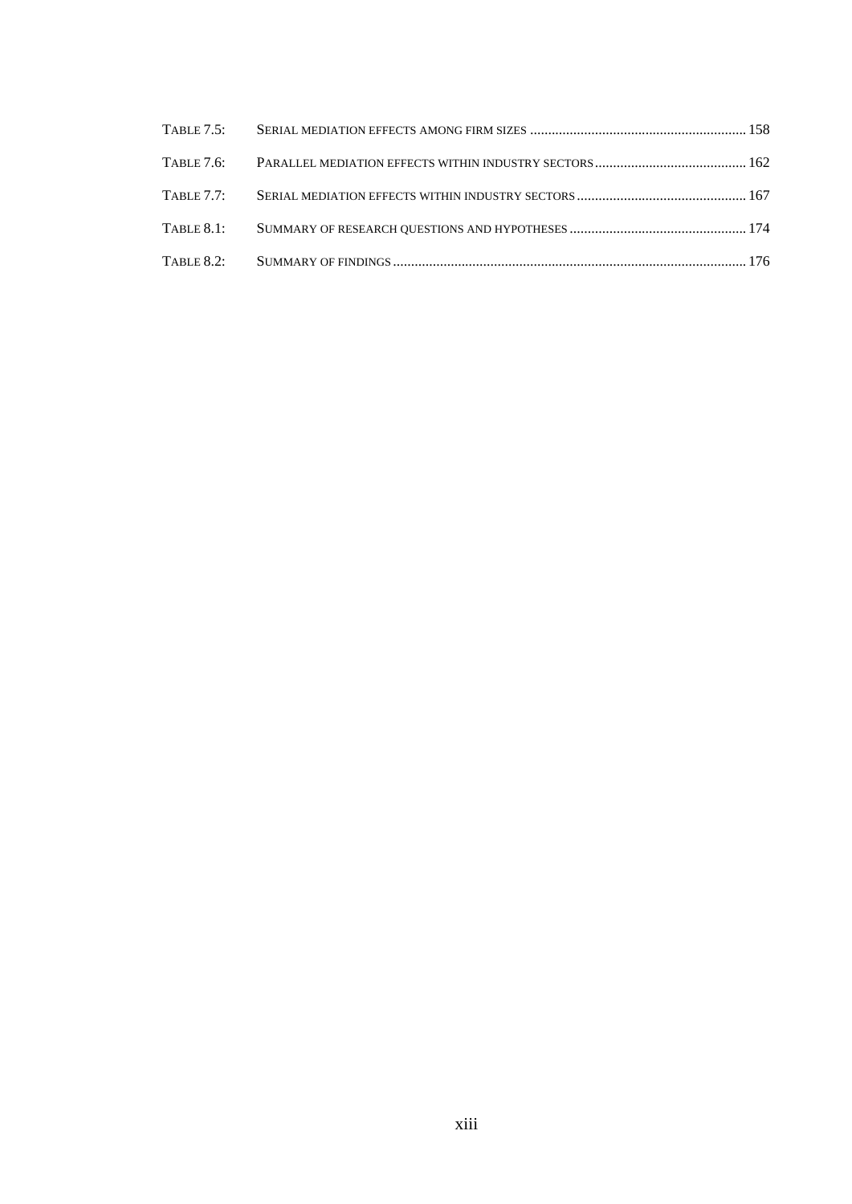TABLE 7.5: SERIAL MEDIATION EFFECTS AMONG FIRM SIZES ............ 158

TABLE 7.6: PARALLEL MEDIATION EFFECTS WITHIN INDUSTRY SECTORS ............ 162

TABLE 7.7: SERIAL MEDIATION EFFECTS WITHIN INDUSTRY SECTORS ............ 167

TABLE 8.1: SUMMARY OF RESEARCH QUESTIONS AND HYPOTHESES ............ 174

TABLE 8.2: SUMMARY OF FINDINGS ............ 176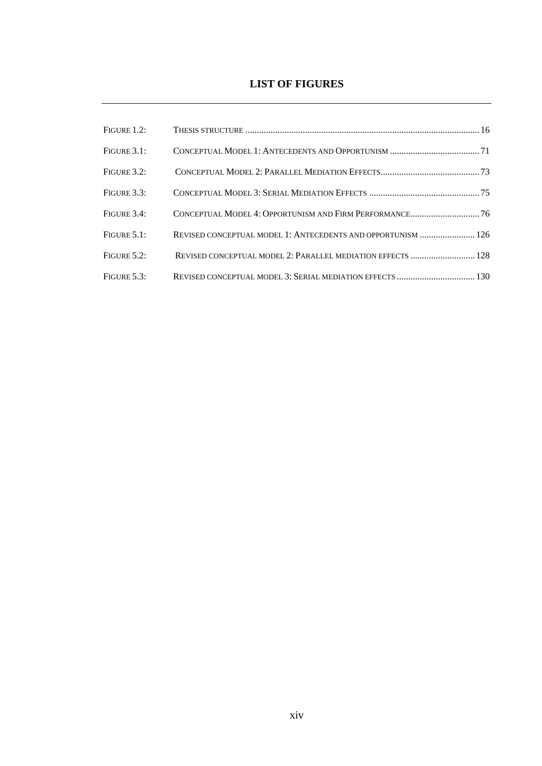## LIST OF FIGURES

---

| | | |
|---|---|---|
| Figure 1.2: | Thesis structure | 16 |
| Figure 3.1: | Conceptual Model 1: Antecedents and Opportunism | 71 |
| Figure 3.2: | Conceptual Model 2: Parallel Mediation Effects | 73 |
| Figure 3.3: | Conceptual Model 3: Serial Mediation Effects | 75 |
| Figure 3.4: | Conceptual Model 4: Opportunism and Firm Performance | 76 |
| Figure 5.1: | Revised conceptual model 1: Antecedents and opportunism | 126 |
| Figure 5.2: | Revised conceptual model 2: Parallel mediation effects | 128 |
| Figure 5.3: | Revised conceptual model 3: Serial mediation effects | 130 |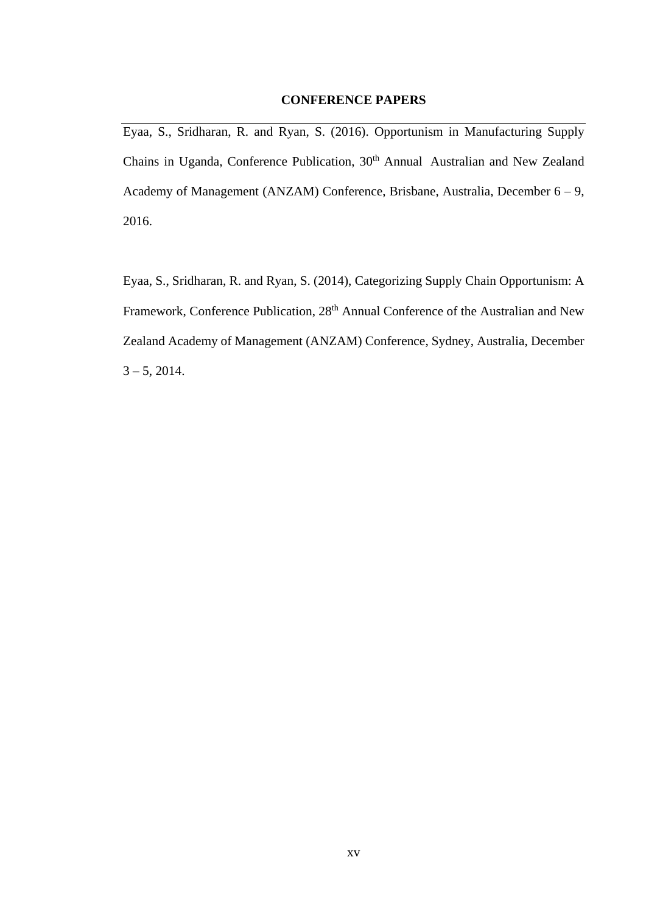## CONFERENCE PAPERS

Eyaa, S., Sridharan, R. and Ryan, S. (2016). Opportunism in Manufacturing Supply Chains in Uganda, Conference Publication, 30th Annual Australian and New Zealand Academy of Management (ANZAM) Conference, Brisbane, Australia, December 6 – 9, 2016.

Eyaa, S., Sridharan, R. and Ryan, S. (2014), Categorizing Supply Chain Opportunism: A Framework, Conference Publication, 28th Annual Conference of the Australian and New Zealand Academy of Management (ANZAM) Conference, Sydney, Australia, December 3 – 5, 2014.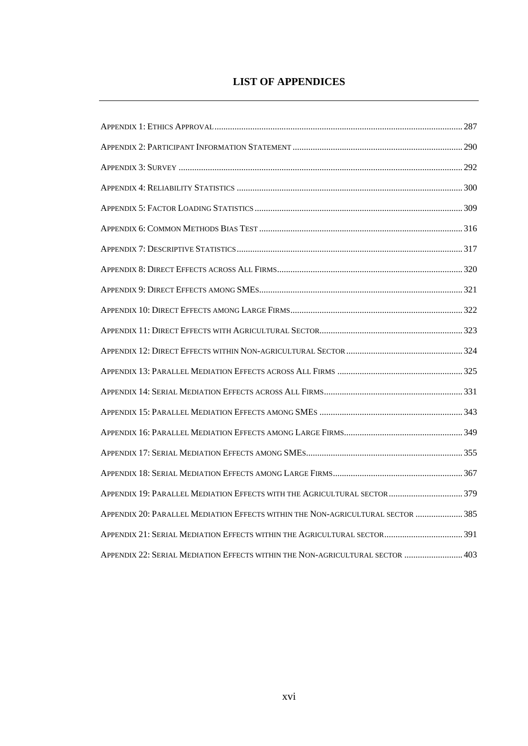# LIST OF APPENDICES

Appendix 1: Ethics Approval .......... 287

Appendix 2: Participant Information Statement .......... 290

Appendix 3: Survey .......... 292

Appendix 4: Reliability Statistics .......... 300

Appendix 5: Factor Loading Statistics .......... 309

Appendix 6: Common Methods Bias Test .......... 316

Appendix 7: Descriptive Statistics .......... 317

Appendix 8: Direct Effects across All Firms .......... 320

Appendix 9: Direct Effects among SMEs .......... 321

Appendix 10: Direct Effects among Large Firms .......... 322

Appendix 11: Direct Effects with Agricultural Sector .......... 323

Appendix 12: Direct Effects within Non-agricultural Sector .......... 324

Appendix 13: Parallel Mediation Effects across All Firms .......... 325

Appendix 14: Serial Mediation Effects across All Firms .......... 331

Appendix 15: Parallel Mediation Effects among SMEs .......... 343

Appendix 16: Parallel Mediation Effects among Large Firms .......... 349

Appendix 17: Serial Mediation Effects among SMEs .......... 355

Appendix 18: Serial Mediation Effects among Large Firms .......... 367

Appendix 19: Parallel Mediation Effects with the Agricultural sector .......... 379

Appendix 20: Parallel Mediation Effects within the Non-agricultural sector .......... 385

Appendix 21: Serial Mediation Effects within the Agricultural sector .......... 391

Appendix 22: Serial Mediation Effects within the Non-agricultural sector .......... 403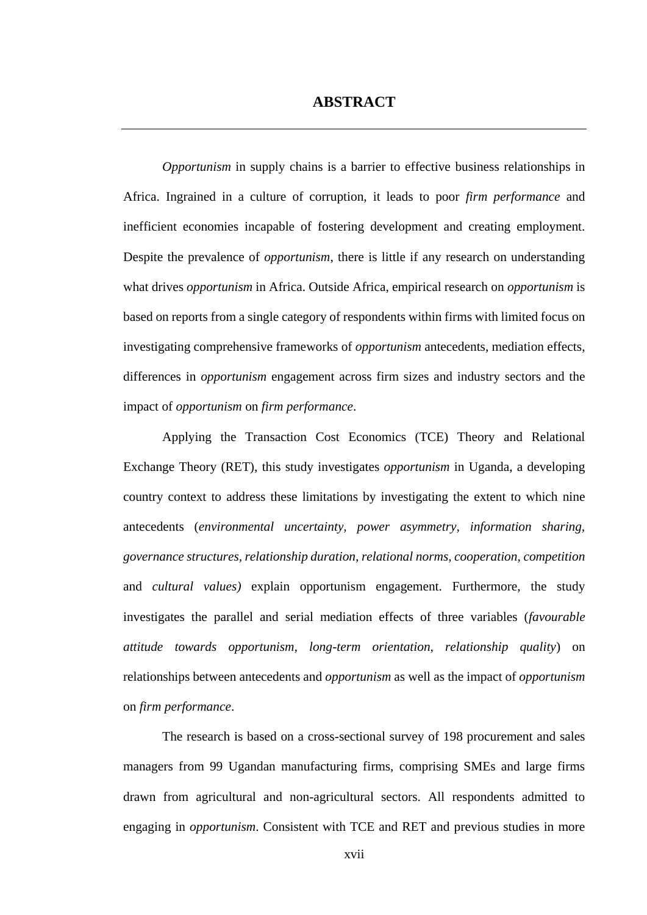# ABSTRACT

*Opportunism* in supply chains is a barrier to effective business relationships in Africa. Ingrained in a culture of corruption, it leads to poor *firm performance* and inefficient economies incapable of fostering development and creating employment. Despite the prevalence of *opportunism*, there is little if any research on understanding what drives *opportunism* in Africa. Outside Africa, empirical research on *opportunism* is based on reports from a single category of respondents within firms with limited focus on investigating comprehensive frameworks of *opportunism* antecedents, mediation effects, differences in *opportunism* engagement across firm sizes and industry sectors and the impact of *opportunism* on *firm performance*.

Applying the Transaction Cost Economics (TCE) Theory and Relational Exchange Theory (RET), this study investigates *opportunism* in Uganda, a developing country context to address these limitations by investigating the extent to which nine antecedents (*environmental uncertainty, power asymmetry, information sharing, governance structures, relationship duration, relational norms, cooperation, competition* and *cultural values)* explain opportunism engagement. Furthermore, the study investigates the parallel and serial mediation effects of three variables (*favourable attitude towards opportunism, long-term orientation, relationship quality*) on relationships between antecedents and *opportunism* as well as the impact of *opportunism* on *firm performance*.

The research is based on a cross-sectional survey of 198 procurement and sales managers from 99 Ugandan manufacturing firms, comprising SMEs and large firms drawn from agricultural and non-agricultural sectors. All respondents admitted to engaging in *opportunism*. Consistent with TCE and RET and previous studies in more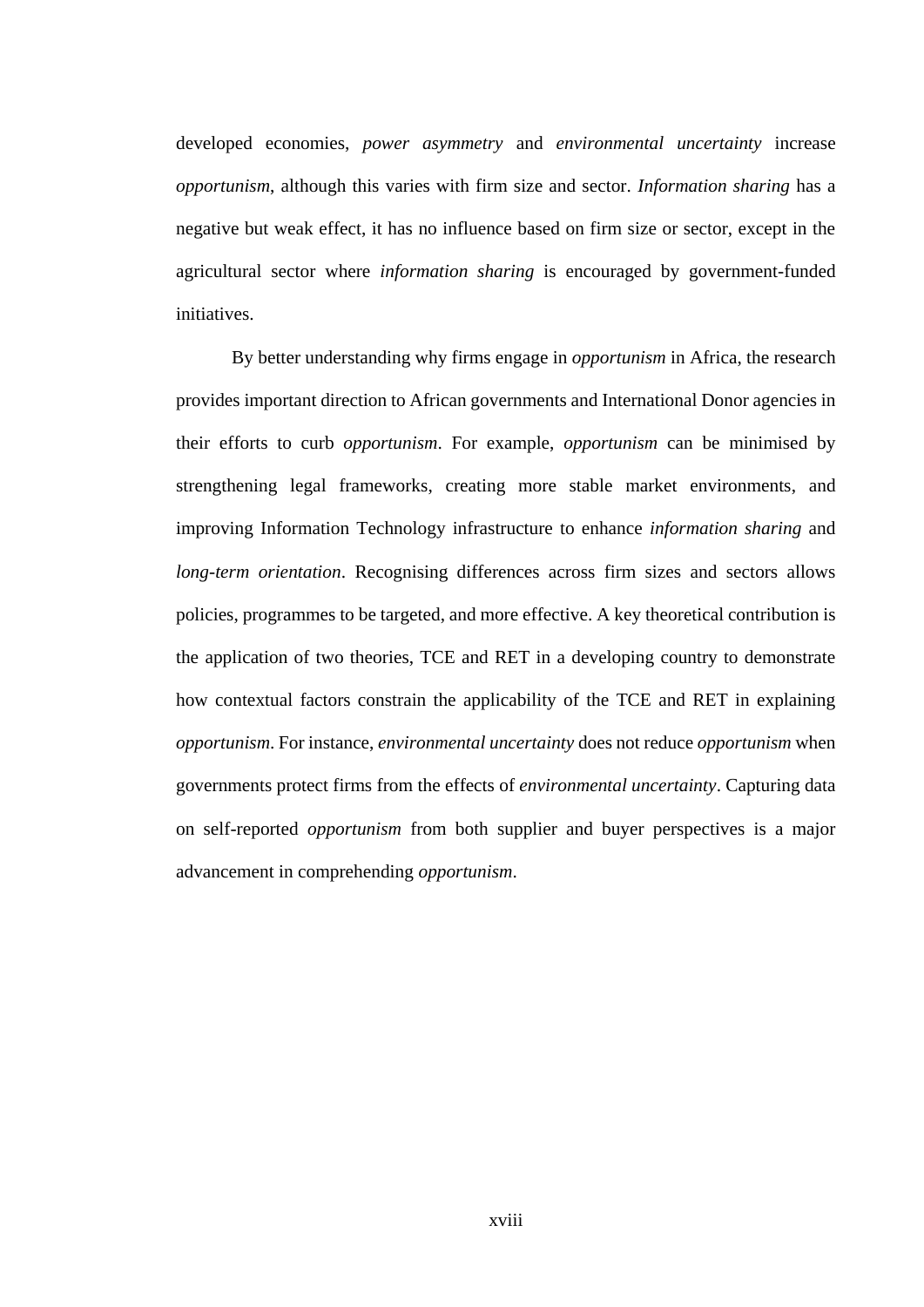developed economies, *power asymmetry* and *environmental uncertainty* increase *opportunism*, although this varies with firm size and sector. *Information sharing* has a negative but weak effect, it has no influence based on firm size or sector, except in the agricultural sector where *information sharing* is encouraged by government-funded initiatives.

By better understanding why firms engage in *opportunism* in Africa, the research provides important direction to African governments and International Donor agencies in their efforts to curb *opportunism*. For example, *opportunism* can be minimised by strengthening legal frameworks, creating more stable market environments, and improving Information Technology infrastructure to enhance *information sharing* and *long-term orientation*. Recognising differences across firm sizes and sectors allows policies, programmes to be targeted, and more effective. A key theoretical contribution is the application of two theories, TCE and RET in a developing country to demonstrate how contextual factors constrain the applicability of the TCE and RET in explaining *opportunism*. For instance, *environmental uncertainty* does not reduce *opportunism* when governments protect firms from the effects of *environmental uncertainty*. Capturing data on self-reported *opportunism* from both supplier and buyer perspectives is a major advancement in comprehending *opportunism*.